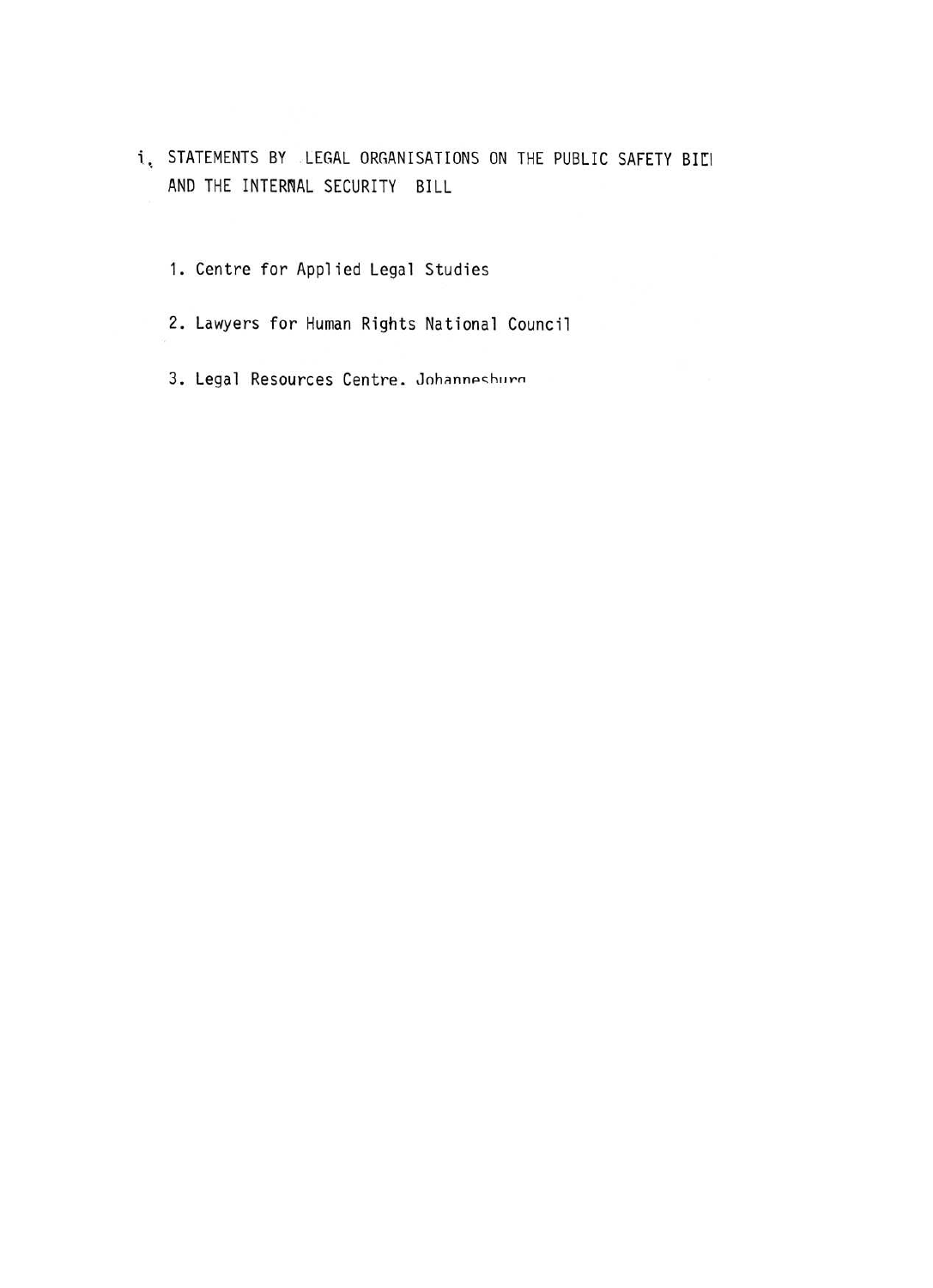i. STATEMENTS BY LEGAL ORGANISATIONS ON THE PUBLIC SAFETY BILL AND THE INTERNAL SECURITY BILL

1. Centre for Applied Legal Studies

2. Lawyers for Human Rights National Council

3. Legal Resources Centre, Johannesburg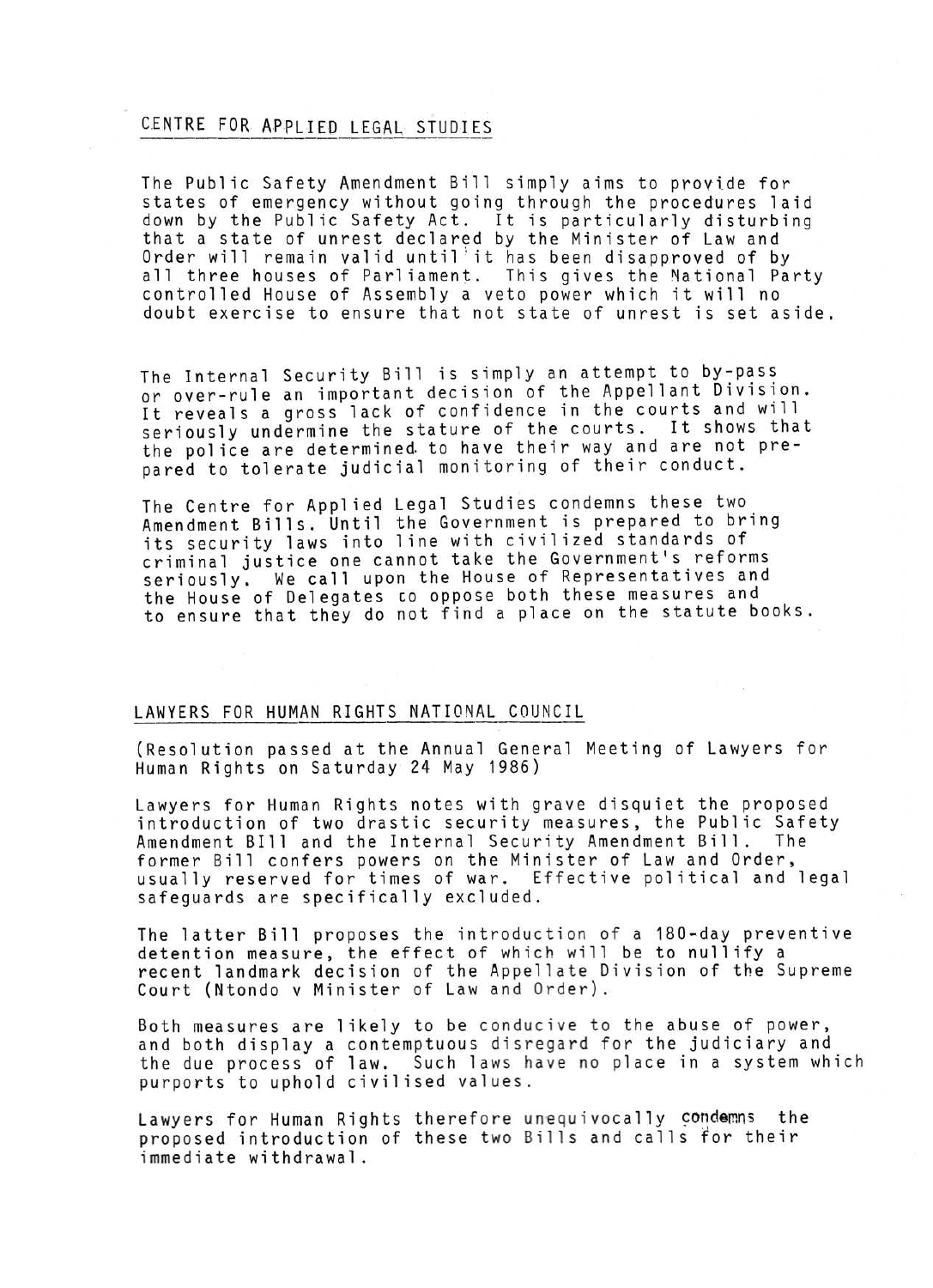## CENTRE FOR APPLIED LEGAL STUDIES

The Public Safety Amendment Bill simply aims to provide for states of emergency without going through the procedures laid down by the Public Safety Act. It is particularly disturbing that a state of unrest declared by the Minister of Law and Order will remain valid until it has been disapproved of by all three houses of Parliament. This gives the National Party controlled House of Assembly a veto power which it will no doubt exercise to ensure that not state of unrest is set aside.

The Internal Security Bill is simply an attempt to by-pass or over-rule an important decision of the Appellant Division. It reveals a gross lack of confidence in the courts and will seriously undermine the stature of the courts. It shows that the police are determined to have their way and are not prepared to tolerate judicial monitoring of their conduct.

The Centre for Applied Legal Studies condemns these two Amendment Bills. Until the Government is prepared to bring its security laws into line with civilized standards of criminal justice one cannot take the Government's reforms seriously. We call upon the House of Representatives and the House of Delegates to oppose both these measures and to ensure that they do not find a place on the statute books.

## LAWYERS FOR HUMAN RIGHTS NATIONAL COUNCIL

(Resolution passed at the Annual General Meeting of Lawyers for Human Rights on Saturday 24 May 1986)

Lawyers for Human Rights notes with grave disquiet the proposed introduction of two drastic security measures, the Public Safety Amendment BIll and the Internal Security Amendment Bill. The former Bill confers powers on the Minister of Law and Order, usually reserved for times of war. Effective political and legal safeguards are specifically excluded.

The latter Bill proposes the introduction of a 180-day preventive detention measure, the effect of which will be to nullify a recent landmark decision of the Appellate Division of the Supreme Court (Ntondo v Minister of Law and Order).

Both measures are likely to be conducive to the abuse of power, and both display a contemptuous disregard for the judiciary and the due process of law. Such laws have no place in a system which purports to uphold civilised values.

Lawyers for Human Rights therefore unequivocally condemns the proposed introduction of these two Bills and calls for their immediate withdrawal.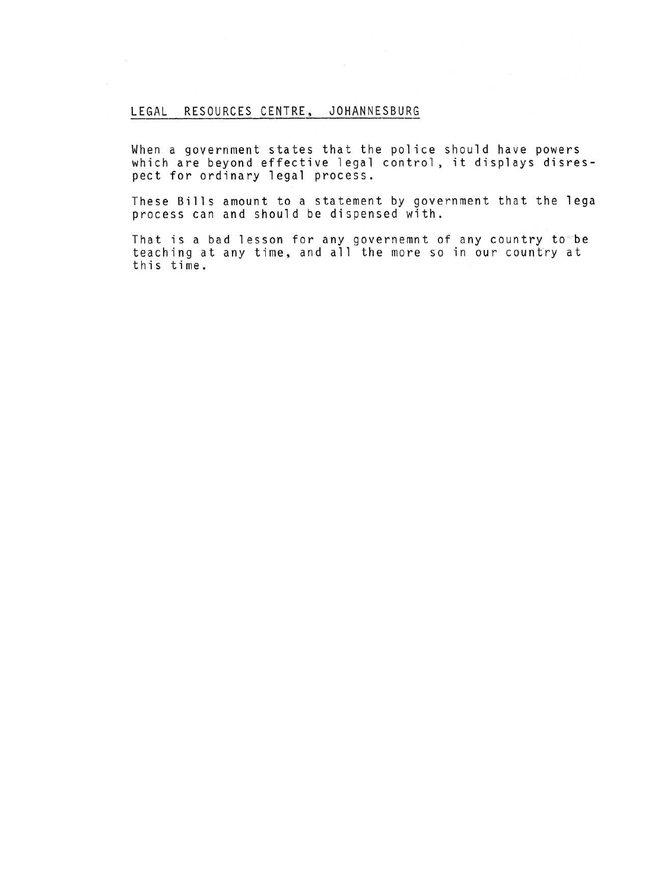LEGAL RESOURCES CENTRE, JOHANNESBURG

When a government states that the police should have powers which are beyond effective legal control, it displays disrespect for ordinary legal process.

These Bills amount to a statement by government that the lega process can and should be dispensed with.

That is a bad lesson for any governemnt of any country to be teaching at any time, and all the more so in our country at this time.